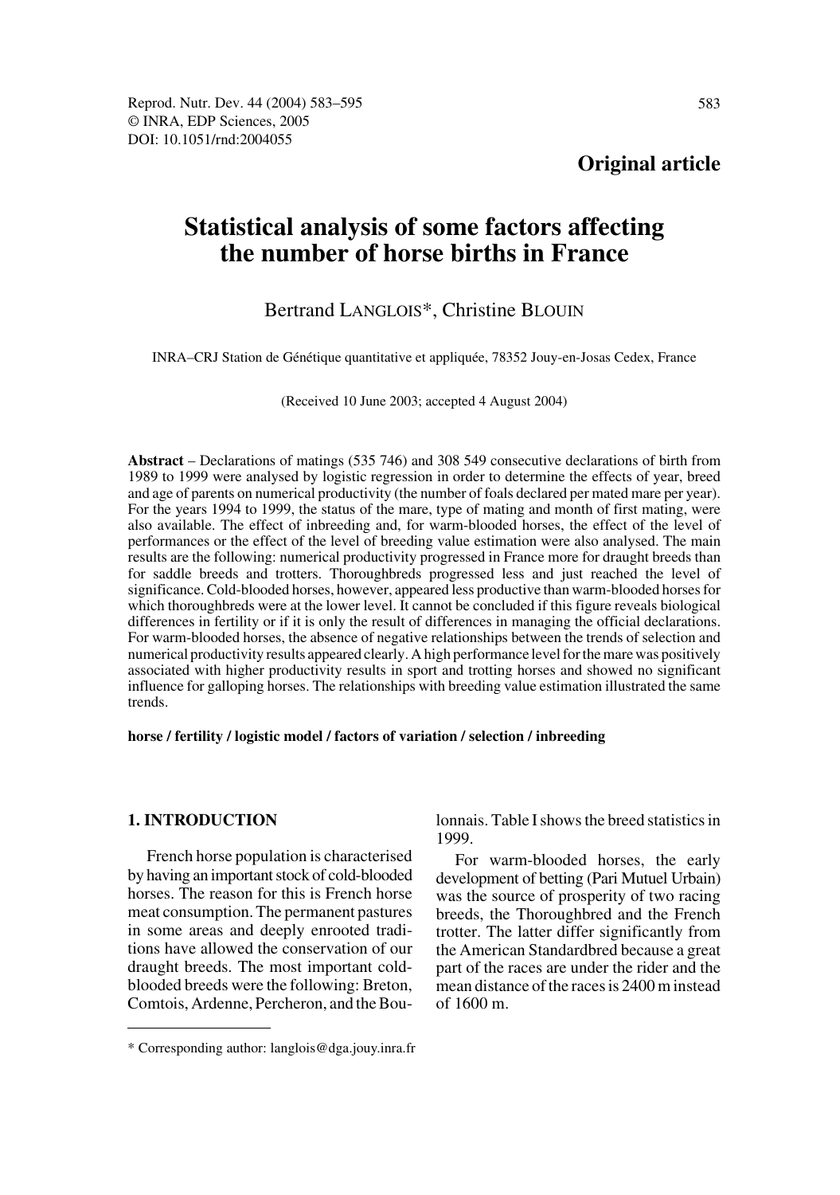**Original article**

# Statistical analysis of some factors affecting the number of horse births in France

Bertrand LANGLOIS*, Christine BLOUIN

INRA–CRJ Station de Génétique quantitative et appliquée, 78352 Jouy-en-Josas Cedex, France

(Received 10 June 2003; accepted 4 August 2004)

**Abstract** – Declarations of matings (535 746) and 308 549 consecutive declarations of birth from 1989 to 1999 were analysed by logistic regression in order to determine the effects of year, breed and age of parents on numerical productivity (the number of foals declared per mated mare per year). For the years 1994 to 1999, the status of the mare, type of mating and month of first mating, were also available. The effect of inbreeding and, for warm-blooded horses, the effect of the level of performances or the effect of the level of breeding value estimation were also analysed. The main results are the following: numerical productivity progressed in France more for draught breeds than for saddle breeds and trotters. Thoroughbreds progressed less and just reached the level of significance. Cold-blooded horses, however, appeared less productive than warm-blooded horses for which thoroughbreds were at the lower level. It cannot be concluded if this figure reveals biological differences in fertility or if it is only the result of differences in managing the official declarations. For warm-blooded horses, the absence of negative relationships between the trends of selection and numerical productivity results appeared clearly. A high performance level for the mare was positively associated with higher productivity results in sport and trotting horses and showed no significant influence for galloping horses. The relationships with breeding value estimation illustrated the same trends.

**horse / fertility / logistic model / factors of variation / selection / inbreeding**

## 1. INTRODUCTION

French horse population is characterised by having an important stock of cold-blooded horses. The reason for this is French horse meat consumption. The permanent pastures in some areas and deeply enrooted traditions have allowed the conservation of our draught breeds. The most important cold-blooded breeds were the following: Breton, Comtois, Ardenne, Percheron, and the Boulonnais. Table I shows the breed statistics in 1999.

For warm-blooded horses, the early development of betting (Pari Mutuel Urbain) was the source of prosperity of two racing breeds, the Thoroughbred and the French trotter. The latter differ significantly from the American Standardbred because a great part of the races are under the rider and the mean distance of the races is 2400 m instead of 1600 m.

* Corresponding author: langlois@dga.jouy.inra.fr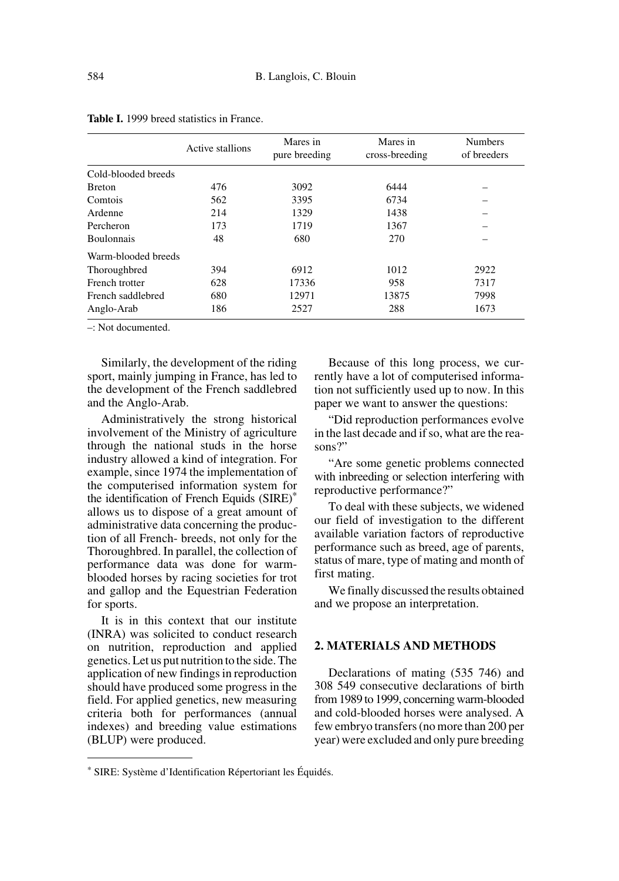**Table I.** 1999 breed statistics in France.

| | Active stallions | Mares in pure breeding | Mares in cross-breeding | Numbers of breeders |
|---|---|---|---|---|
| Cold-blooded breeds | | | | |
| Breton | 476 | 3092 | 6444 | – |
| Comtois | 562 | 3395 | 6734 | – |
| Ardenne | 214 | 1329 | 1438 | – |
| Percheron | 173 | 1719 | 1367 | – |
| Boulonnais | 48 | 680 | 270 | – |
| Warm-blooded breeds | | | | |
| Thoroughbred | 394 | 6912 | 1012 | 2922 |
| French trotter | 628 | 17336 | 958 | 7317 |
| French saddlebred | 680 | 12971 | 13875 | 7998 |
| Anglo-Arab | 186 | 2527 | 288 | 1673 |

–: Not documented.

Similarly, the development of the riding sport, mainly jumping in France, has led to the development of the French saddlebred and the Anglo-Arab.

Administratively the strong historical involvement of the Ministry of agriculture through the national studs in the horse industry allowed a kind of integration. For example, since 1974 the implementation of the computerised information system for the identification of French Equids (SIRE)* allows us to dispose of a great amount of administrative data concerning the production of all French- breeds, not only for the Thoroughbred. In parallel, the collection of performance data was done for warm-blooded horses by racing societies for trot and gallop and the Equestrian Federation for sports.

It is in this context that our institute (INRA) was solicited to conduct research on nutrition, reproduction and applied genetics. Let us put nutrition to the side. The application of new findings in reproduction should have produced some progress in the field. For applied genetics, new measuring criteria both for performances (annual indexes) and breeding value estimations (BLUP) were produced.

Because of this long process, we currently have a lot of computerised information not sufficiently used up to now. In this paper we want to answer the questions:

"Did reproduction performances evolve in the last decade and if so, what are the reasons?"

"Are some genetic problems connected with inbreeding or selection interfering with reproductive performance?"

To deal with these subjects, we widened our field of investigation to the different available variation factors of reproductive performance such as breed, age of parents, status of mare, type of mating and month of first mating.

We finally discussed the results obtained and we propose an interpretation.

## 2. MATERIALS AND METHODS

Declarations of mating (535 746) and 308 549 consecutive declarations of birth from 1989 to 1999, concerning warm-blooded and cold-blooded horses were analysed. A few embryo transfers (no more than 200 per year) were excluded and only pure breeding

* SIRE: Système d'Identification Répertoriant les Équidés.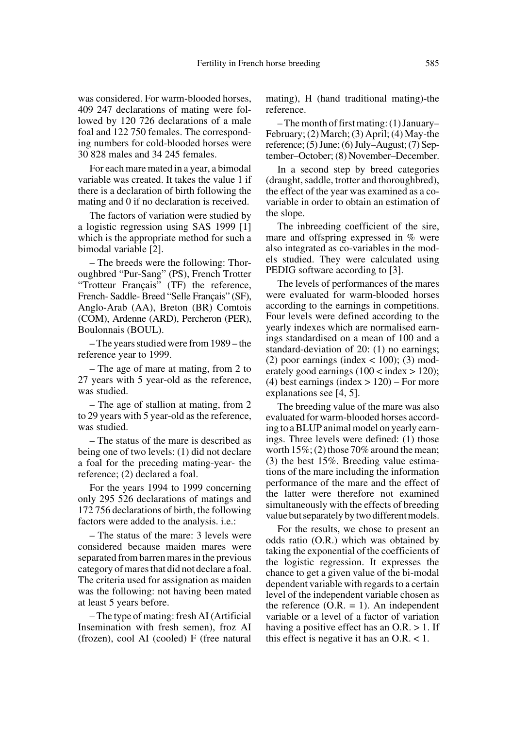was considered. For warm-blooded horses, 409 247 declarations of mating were followed by 120 726 declarations of a male foal and 122 750 females. The corresponding numbers for cold-blooded horses were 30 828 males and 34 245 females.

For each mare mated in a year, a bimodal variable was created. It takes the value 1 if there is a declaration of birth following the mating and 0 if no declaration is received.

The factors of variation were studied by a logistic regression using SAS 1999 [1] which is the appropriate method for such a bimodal variable [2].

– The breeds were the following: Thoroughbred "Pur-Sang" (PS), French Trotter "Trotteur Français" (TF) the reference, French- Saddle- Breed "Selle Français" (SF), Anglo-Arab (AA), Breton (BR) Comtois (COM), Ardenne (ARD), Percheron (PER), Boulonnais (BOUL).

– The years studied were from 1989 – the reference year to 1999.

– The age of mare at mating, from 2 to 27 years with 5 year-old as the reference, was studied.

– The age of stallion at mating, from 2 to 29 years with 5 year-old as the reference, was studied.

– The status of the mare is described as being one of two levels: (1) did not declare a foal for the preceding mating-year- the reference; (2) declared a foal.

For the years 1994 to 1999 concerning only 295 526 declarations of matings and 172 756 declarations of birth, the following factors were added to the analysis. i.e.:

– The status of the mare: 3 levels were considered because maiden mares were separated from barren mares in the previous category of mares that did not declare a foal. The criteria used for assignation as maiden was the following: not having been mated at least 5 years before.

– The type of mating: fresh AI (Artificial Insemination with fresh semen), froz AI (frozen), cool AI (cooled) F (free natural mating), H (hand traditional mating)-the reference.

– The month of first mating: (1) January–February; (2) March; (3) April; (4) May-the reference; (5) June; (6) July–August; (7) September–October; (8) November–December.

In a second step by breed categories (draught, saddle, trotter and thoroughbred), the effect of the year was examined as a co-variable in order to obtain an estimation of the slope.

The inbreeding coefficient of the sire, mare and offspring expressed in % were also integrated as co-variables in the models studied. They were calculated using PEDIG software according to [3].

The levels of performances of the mares were evaluated for warm-blooded horses according to the earnings in competitions. Four levels were defined according to the yearly indexes which are normalised earnings standardised on a mean of 100 and a standard-deviation of 20: (1) no earnings; (2) poor earnings (index < 100); (3) moderately good earnings (100 < index > 120); (4) best earnings (index > 120) – For more explanations see [4, 5].

The breeding value of the mare was also evaluated for warm-blooded horses according to a BLUP animal model on yearly earnings. Three levels were defined: (1) those worth 15%; (2) those 70% around the mean; (3) the best 15%. Breeding value estimations of the mare including the information performance of the mare and the effect of the latter were therefore not examined simultaneously with the effects of breeding value but separately by two different models.

For the results, we chose to present an odds ratio (O.R.) which was obtained by taking the exponential of the coefficients of the logistic regression. It expresses the chance to get a given value of the bi-modal dependent variable with regards to a certain level of the independent variable chosen as the reference (O.R. = 1). An independent variable or a level of a factor of variation having a positive effect has an O.R. > 1. If this effect is negative it has an O.R. < 1.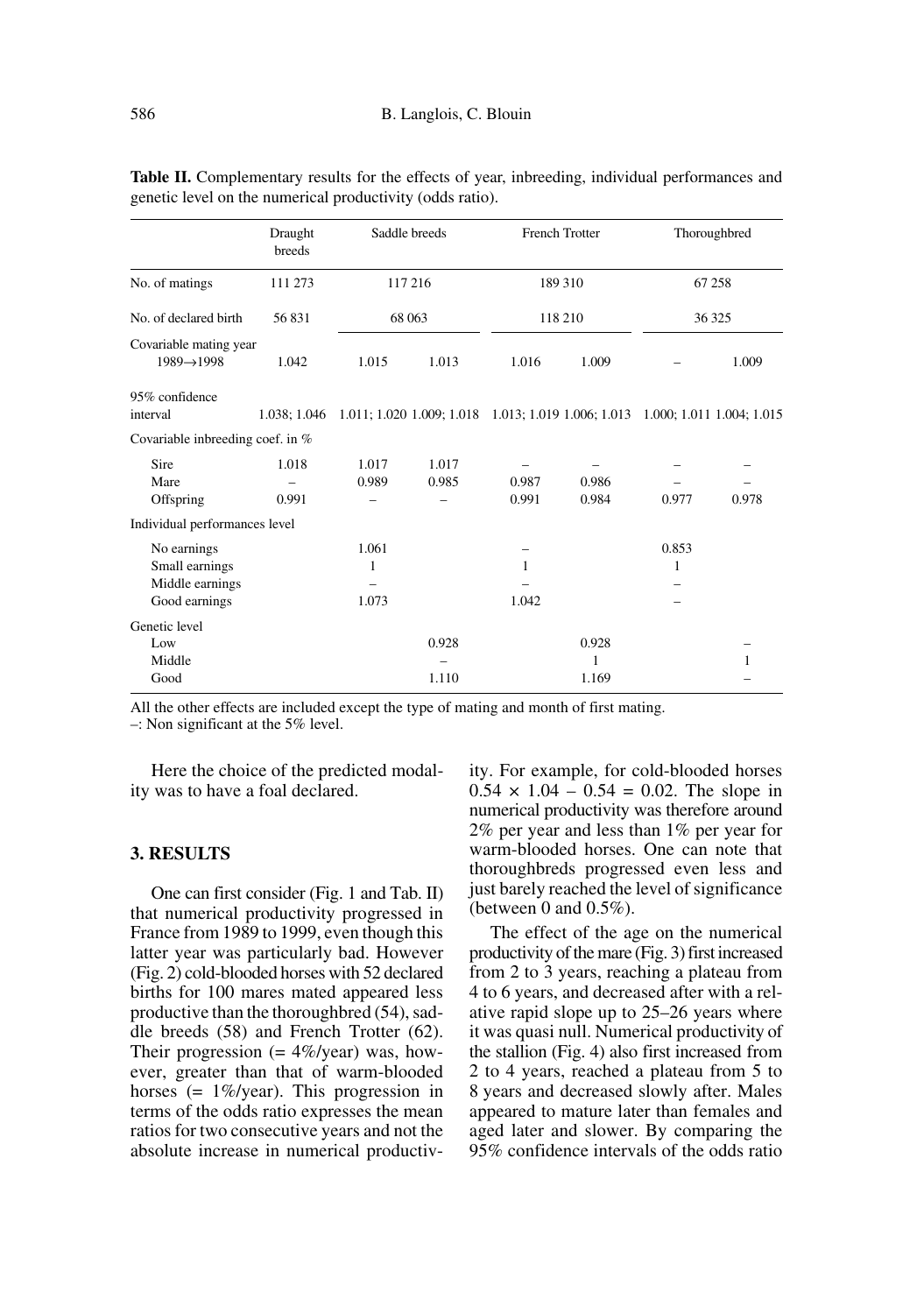**Table II.** Complementary results for the effects of year, inbreeding, individual performances and genetic level on the numerical productivity (odds ratio).

| | Draught breeds | Saddle breeds | | French Trotter | | Thoroughbred | |
|---|---|---|---|---|---|---|---|
| No. of matings | 111 273 | 117 216 | | 189 310 | | 67 258 | |
| No. of declared birth | 56 831 | 68 063 | | 118 210 | | 36 325 | |
| Covariable mating year 1989→1998 | 1.042 | 1.015 | 1.013 | 1.016 | 1.009 | – | 1.009 |
| 95% confidence interval | 1.038; 1.046 | 1.011; 1.020 | 1.009; 1.018 | 1.013; 1.019 | 1.006; 1.013 | 1.000; 1.011 | 1.004; 1.015 |
| Covariable inbreeding coef. in % | | | | | | | |
| Sire | 1.018 | 1.017 | 1.017 | – | – | – | – |
| Mare | – | 0.989 | 0.985 | 0.987 | 0.986 | – | – |
| Offspring | 0.991 | – | – | 0.991 | 0.984 | 0.977 | 0.978 |
| Individual performances level | | | | | | | |
| No earnings | | 1.061 | | – | | 0.853 | |
| Small earnings | | 1 | | 1 | | 1 | |
| Middle earnings | | – | | – | | – | |
| Good earnings | | 1.073 | | 1.042 | | – | |
| Genetic level | | | | | | | |
| Low | | | 0.928 | | 0.928 | | – |
| Middle | | | – | | 1 | | 1 |
| Good | | | 1.110 | | 1.169 | | – |

All the other effects are included except the type of mating and month of first mating.
–: Non significant at the 5% level.

Here the choice of the predicted modality was to have a foal declared.

## 3. RESULTS

One can first consider (Fig. 1 and Tab. II) that numerical productivity progressed in France from 1989 to 1999, even though this latter year was particularly bad. However (Fig. 2) cold-blooded horses with 52 declared births for 100 mares mated appeared less productive than the thoroughbred (54), saddle breeds (58) and French Trotter (62). Their progression (= 4%/year) was, however, greater than that of warm-blooded horses (= 1%/year). This progression in terms of the odds ratio expresses the mean ratios for two consecutive years and not the absolute increase in numerical productivity. For example, for cold-blooded horses $0.54 \times 1.04 - 0.54 = 0.02$. The slope in numerical productivity was therefore around 2% per year and less than 1% per year for warm-blooded horses. One can note that thoroughbreds progressed even less and just barely reached the level of significance (between 0 and 0.5%).

The effect of the age on the numerical productivity of the mare (Fig. 3) first increased from 2 to 3 years, reaching a plateau from 4 to 6 years, and decreased after with a relative rapid slope up to 25–26 years where it was quasi null. Numerical productivity of the stallion (Fig. 4) also first increased from 2 to 4 years, reached a plateau from 5 to 8 years and decreased slowly after. Males appeared to mature later than females and aged later and slower. By comparing the 95% confidence intervals of the odds ratio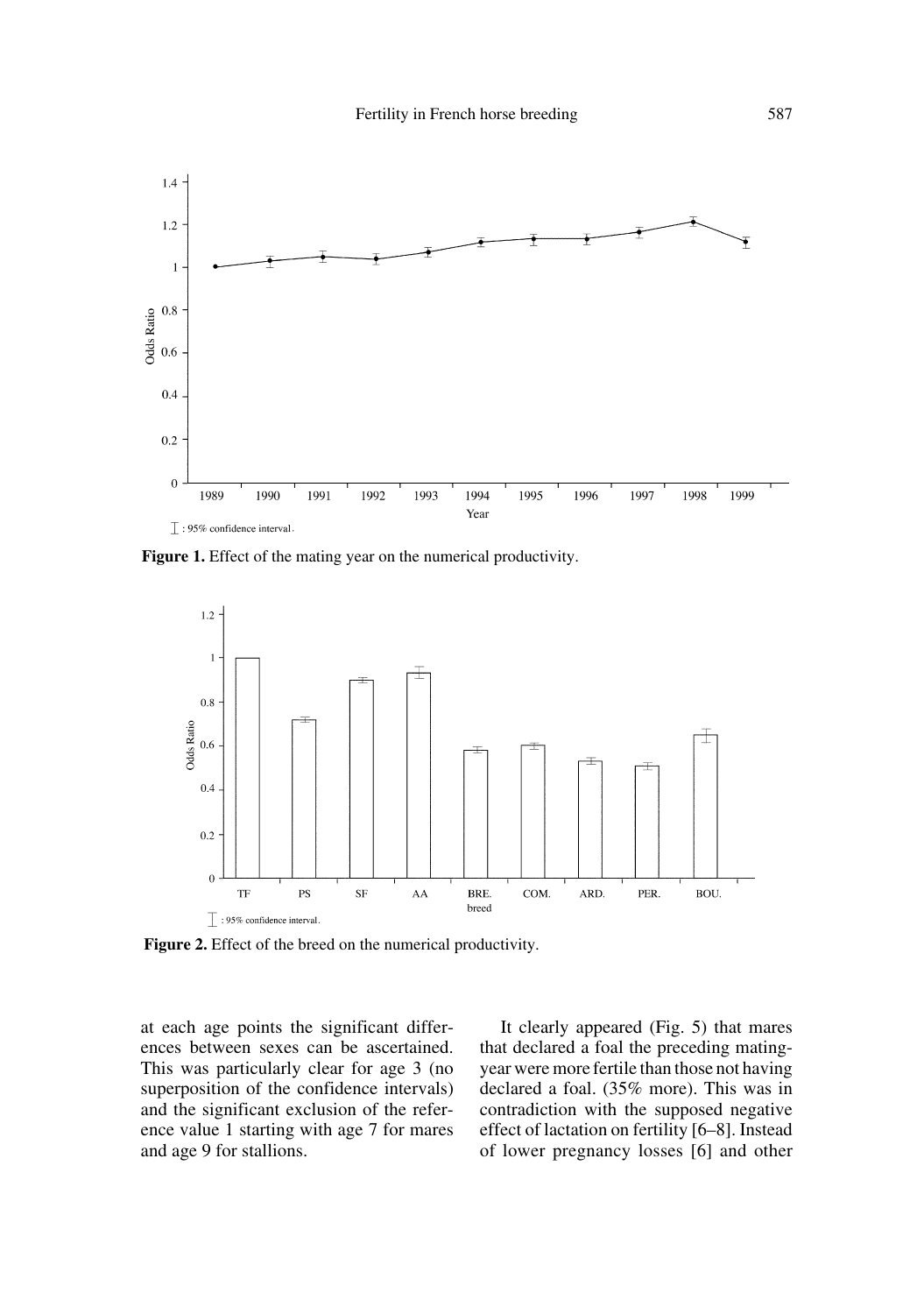Figure 1. Effect of the mating year on the numerical productivity.

Figure 2. Effect of the breed on the numerical productivity.

at each age points the significant differences between sexes can be ascertained. This was particularly clear for age 3 (no superposition of the confidence intervals) and the significant exclusion of the reference value 1 starting with age 7 for mares and age 9 for stallions.

It clearly appeared (Fig. 5) that mares that declared a foal the preceding mating-year were more fertile than those not having declared a foal. (35% more). This was in contradiction with the supposed negative effect of lactation on fertility [6–8]. Instead of lower pregnancy losses [6] and other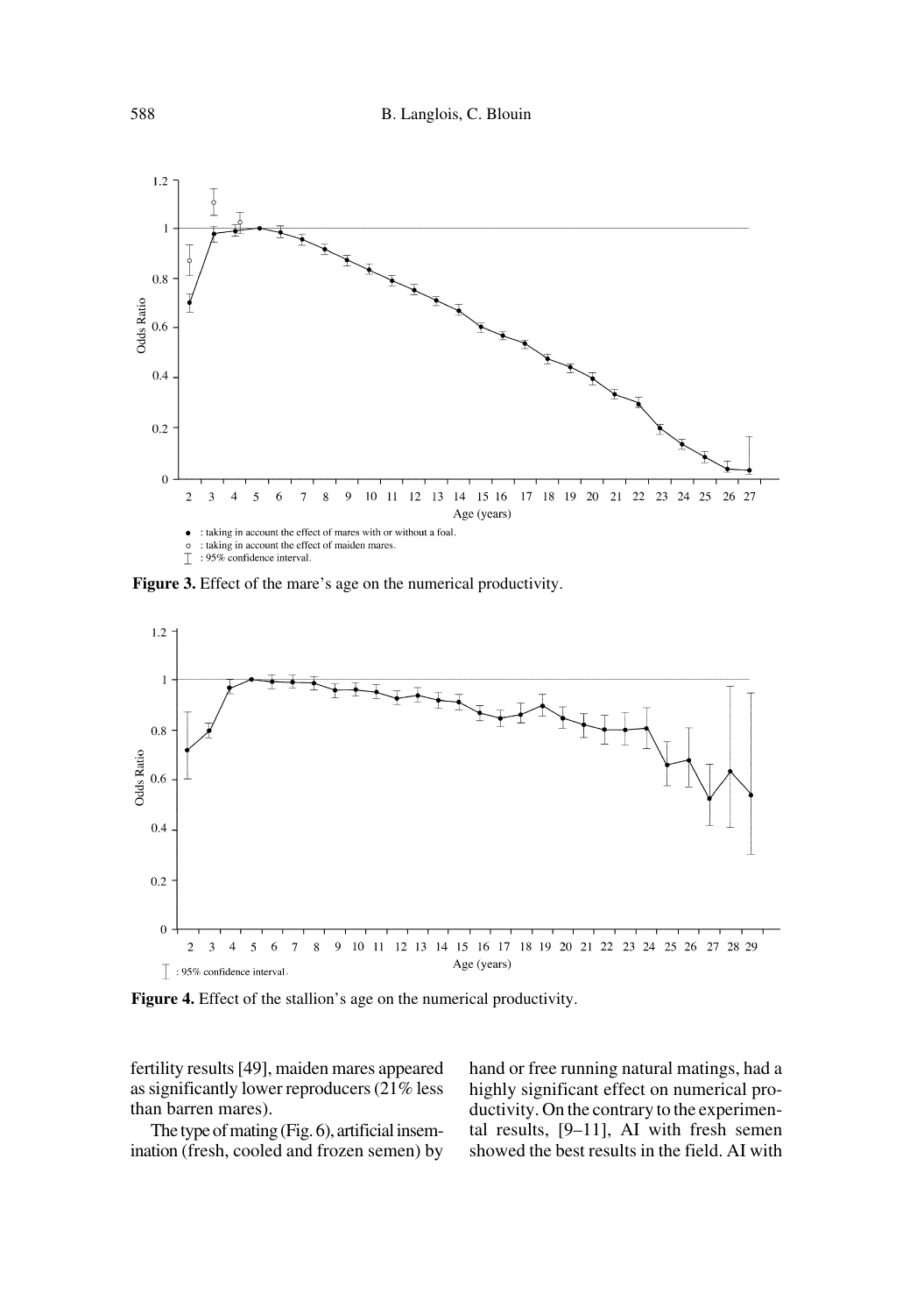**Figure 3.** Effect of the mare's age on the numerical productivity.

**Figure 4.** Effect of the stallion's age on the numerical productivity.

fertility results [49], maiden mares appeared as significantly lower reproducers (21% less than barren mares).

The type of mating (Fig. 6), artificial insemination (fresh, cooled and frozen semen) by hand or free running natural matings, had a highly significant effect on numerical productivity. On the contrary to the experimental results, [9–11], AI with fresh semen showed the best results in the field. AI with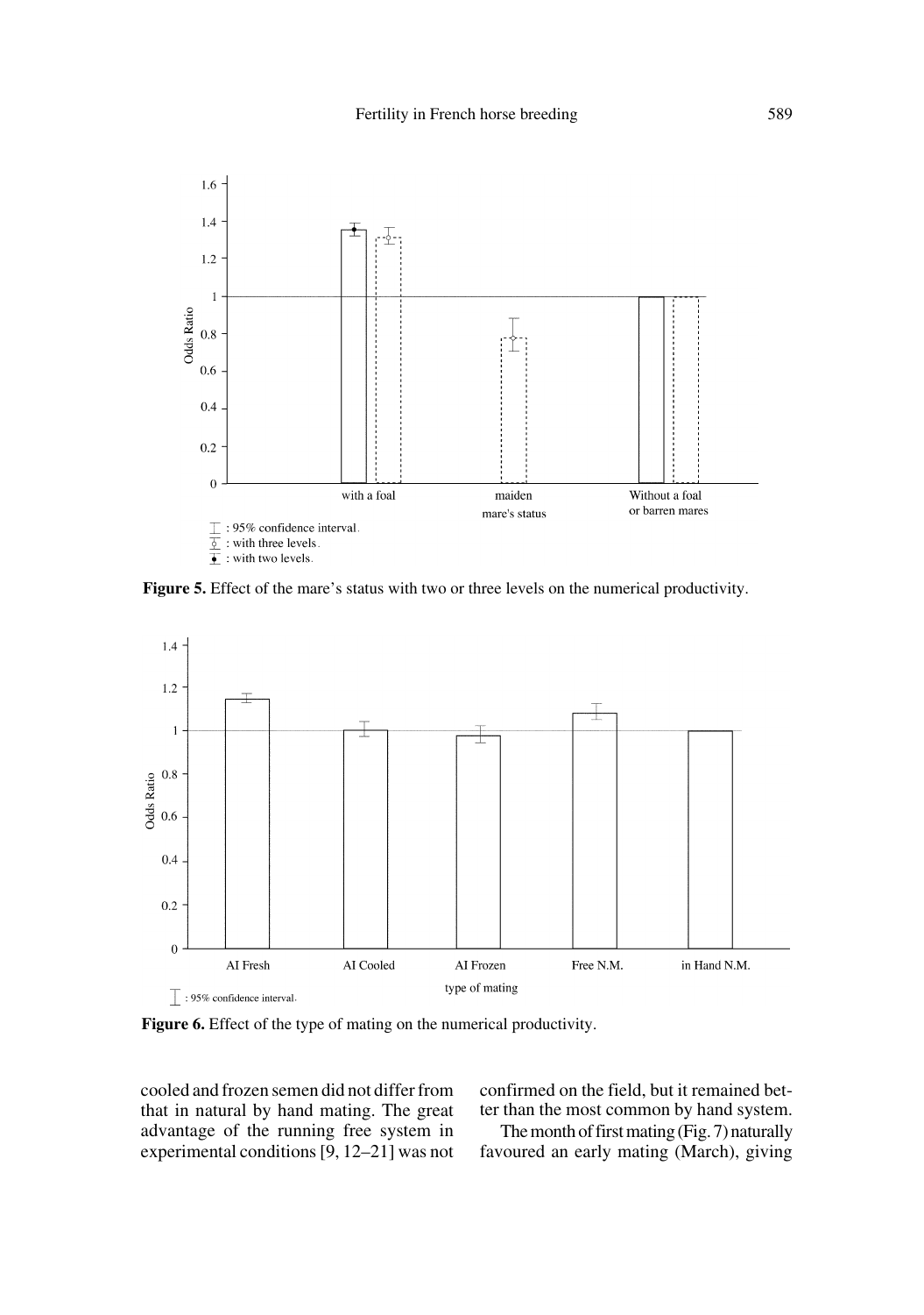**Figure 5.** Effect of the mare's status with two or three levels on the numerical productivity.

**Figure 6.** Effect of the type of mating on the numerical productivity.

cooled and frozen semen did not differ from that in natural by hand mating. The great advantage of the running free system in experimental conditions [9, 12–21] was not confirmed on the field, but it remained better than the most common by hand system.

The month of first mating (Fig. 7) naturally favoured an early mating (March), giving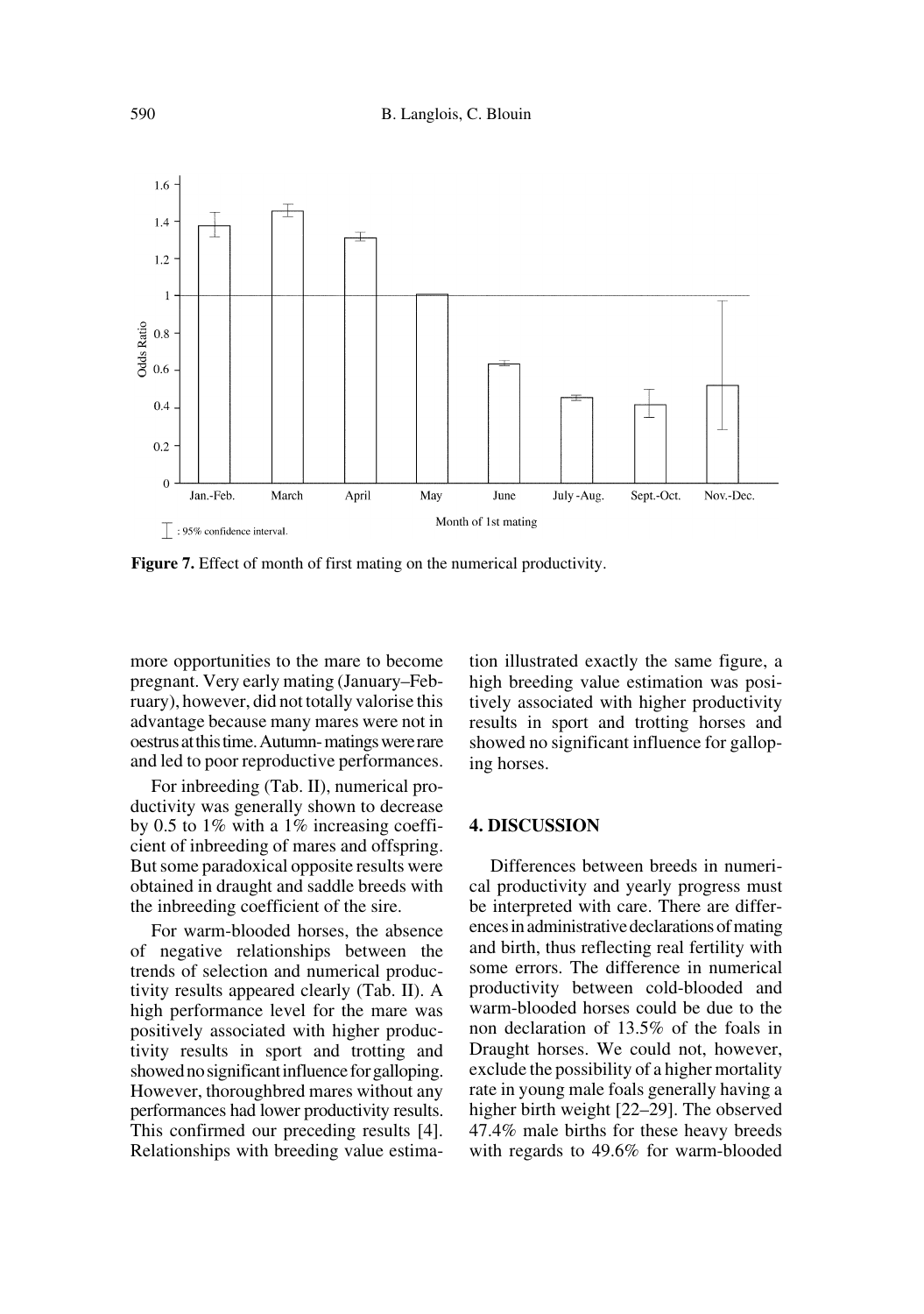**Figure 7.** Effect of month of first mating on the numerical productivity.

more opportunities to the mare to become pregnant. Very early mating (January–February), however, did not totally valorise this advantage because many mares were not in oestrus at this time. Autumn- matings were rare and led to poor reproductive performances.

For inbreeding (Tab. II), numerical productivity was generally shown to decrease by 0.5 to 1% with a 1% increasing coefficient of inbreeding of mares and offspring. But some paradoxical opposite results were obtained in draught and saddle breeds with the inbreeding coefficient of the sire.

For warm-blooded horses, the absence of negative relationships between the trends of selection and numerical productivity results appeared clearly (Tab. II). A high performance level for the mare was positively associated with higher productivity results in sport and trotting and showed no significant influence for galloping. However, thoroughbred mares without any performances had lower productivity results. This confirmed our preceding results [4]. Relationships with breeding value estimation illustrated exactly the same figure, a high breeding value estimation was positively associated with higher productivity results in sport and trotting horses and showed no significant influence for galloping horses.

## 4. DISCUSSION

Differences between breeds in numerical productivity and yearly progress must be interpreted with care. There are differences in administrative declarations of mating and birth, thus reflecting real fertility with some errors. The difference in numerical productivity between cold-blooded and warm-blooded horses could be due to the non declaration of 13.5% of the foals in Draught horses. We could not, however, exclude the possibility of a higher mortality rate in young male foals generally having a higher birth weight [22–29]. The observed 47.4% male births for these heavy breeds with regards to 49.6% for warm-blooded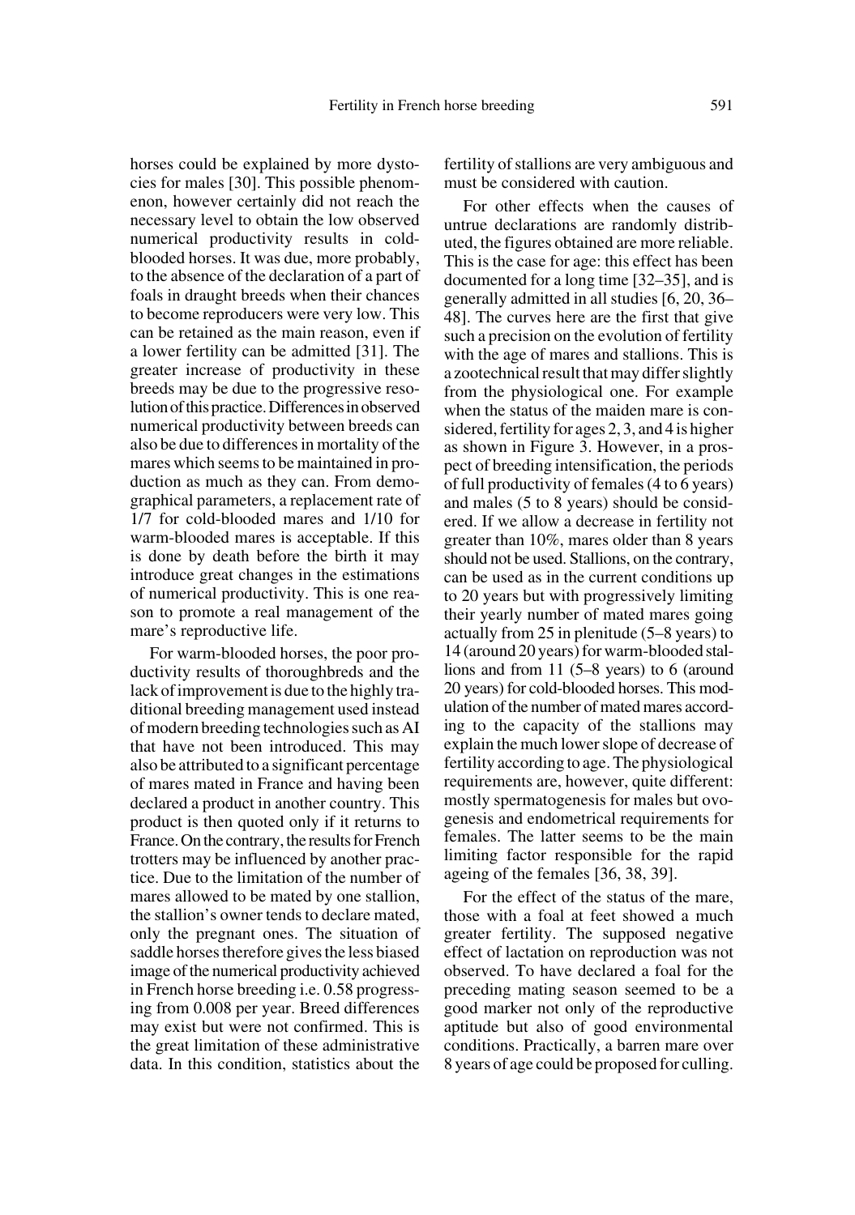horses could be explained by more dystocies for males [30]. This possible phenomenon, however certainly did not reach the necessary level to obtain the low observed numerical productivity results in cold-blooded horses. It was due, more probably, to the absence of the declaration of a part of foals in draught breeds when their chances to become reproducers were very low. This can be retained as the main reason, even if a lower fertility can be admitted [31]. The greater increase of productivity in these breeds may be due to the progressive resolution of this practice. Differences in observed numerical productivity between breeds can also be due to differences in mortality of the mares which seems to be maintained in production as much as they can. From demographical parameters, a replacement rate of 1/7 for cold-blooded mares and 1/10 for warm-blooded mares is acceptable. If this is done by death before the birth it may introduce great changes in the estimations of numerical productivity. This is one reason to promote a real management of the mare's reproductive life.

For warm-blooded horses, the poor productivity results of thoroughbreds and the lack of improvement is due to the highly traditional breeding management used instead of modern breeding technologies such as AI that have not been introduced. This may also be attributed to a significant percentage of mares mated in France and having been declared a product in another country. This product is then quoted only if it returns to France. On the contrary, the results for French trotters may be influenced by another practice. Due to the limitation of the number of mares allowed to be mated by one stallion, the stallion's owner tends to declare mated, only the pregnant ones. The situation of saddle horses therefore gives the less biased image of the numerical productivity achieved in French horse breeding i.e. 0.58 progressing from 0.008 per year. Breed differences may exist but were not confirmed. This is the great limitation of these administrative data. In this condition, statistics about the fertility of stallions are very ambiguous and must be considered with caution.

For other effects when the causes of untrue declarations are randomly distributed, the figures obtained are more reliable. This is the case for age: this effect has been documented for a long time [32–35], and is generally admitted in all studies [6, 20, 36–48]. The curves here are the first that give such a precision on the evolution of fertility with the age of mares and stallions. This is a zootechnical result that may differ slightly from the physiological one. For example when the status of the maiden mare is considered, fertility for ages 2, 3, and 4 is higher as shown in Figure 3. However, in a prospect of breeding intensification, the periods of full productivity of females (4 to 6 years) and males (5 to 8 years) should be considered. If we allow a decrease in fertility not greater than 10%, mares older than 8 years should not be used. Stallions, on the contrary, can be used as in the current conditions up to 20 years but with progressively limiting their yearly number of mated mares going actually from 25 in plenitude (5–8 years) to 14 (around 20 years) for warm-blooded stallions and from 11 (5–8 years) to 6 (around 20 years) for cold-blooded horses. This modulation of the number of mated mares according to the capacity of the stallions may explain the much lower slope of decrease of fertility according to age. The physiological requirements are, however, quite different: mostly spermatogenesis for males but ovogenesis and endometrical requirements for females. The latter seems to be the main limiting factor responsible for the rapid ageing of the females [36, 38, 39].

For the effect of the status of the mare, those with a foal at feet showed a much greater fertility. The supposed negative effect of lactation on reproduction was not observed. To have declared a foal for the preceding mating season seemed to be a good marker not only of the reproductive aptitude but also of good environmental conditions. Practically, a barren mare over 8 years of age could be proposed for culling.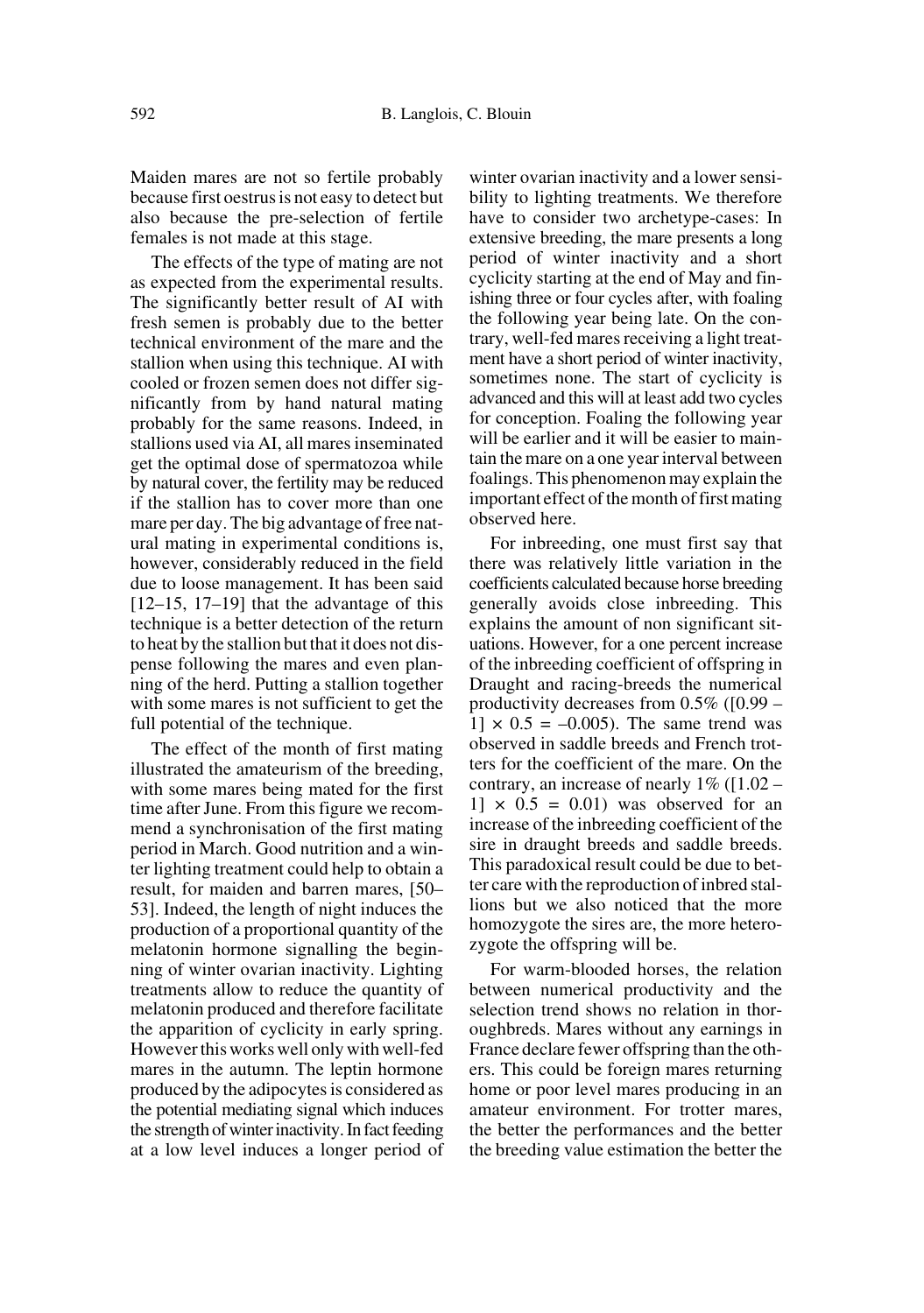Maiden mares are not so fertile probably because first oestrus is not easy to detect but also because the pre-selection of fertile females is not made at this stage.

The effects of the type of mating are not as expected from the experimental results. The significantly better result of AI with fresh semen is probably due to the better technical environment of the mare and the stallion when using this technique. AI with cooled or frozen semen does not differ significantly from by hand natural mating probably for the same reasons. Indeed, in stallions used via AI, all mares inseminated get the optimal dose of spermatozoa while by natural cover, the fertility may be reduced if the stallion has to cover more than one mare per day. The big advantage of free natural mating in experimental conditions is, however, considerably reduced in the field due to loose management. It has been said [12–15, 17–19] that the advantage of this technique is a better detection of the return to heat by the stallion but that it does not dispense following the mares and even planning of the herd. Putting a stallion together with some mares is not sufficient to get the full potential of the technique.

The effect of the month of first mating illustrated the amateurism of the breeding, with some mares being mated for the first time after June. From this figure we recommend a synchronisation of the first mating period in March. Good nutrition and a winter lighting treatment could help to obtain a result, for maiden and barren mares, [50–53]. Indeed, the length of night induces the production of a proportional quantity of the melatonin hormone signalling the beginning of winter ovarian inactivity. Lighting treatments allow to reduce the quantity of melatonin produced and therefore facilitate the apparition of cyclicity in early spring. However this works well only with well-fed mares in the autumn. The leptin hormone produced by the adipocytes is considered as the potential mediating signal which induces the strength of winter inactivity. In fact feeding at a low level induces a longer period of winter ovarian inactivity and a lower sensibility to lighting treatments. We therefore have to consider two archetype-cases: In extensive breeding, the mare presents a long period of winter inactivity and a short cyclicity starting at the end of May and finishing three or four cycles after, with foaling the following year being late. On the contrary, well-fed mares receiving a light treatment have a short period of winter inactivity, sometimes none. The start of cyclicity is advanced and this will at least add two cycles for conception. Foaling the following year will be earlier and it will be easier to maintain the mare on a one year interval between foalings. This phenomenon may explain the important effect of the month of first mating observed here.

For inbreeding, one must first say that there was relatively little variation in the coefficients calculated because horse breeding generally avoids close inbreeding. This explains the amount of non significant situations. However, for a one percent increase of the inbreeding coefficient of offspring in Draught and racing-breeds the numerical productivity decreases from 0.5% ($[0.99 - 1] \times 0.5 = -0.005$). The same trend was observed in saddle breeds and French trotters for the coefficient of the mare. On the contrary, an increase of nearly 1% ($[1.02 - 1] \times 0.5 = 0.01$) was observed for an increase of the inbreeding coefficient of the sire in draught breeds and saddle breeds. This paradoxical result could be due to better care with the reproduction of inbred stallions but we also noticed that the more homozygote the sires are, the more heterozygote the offspring will be.

For warm-blooded horses, the relation between numerical productivity and the selection trend shows no relation in thoroughbreds. Mares without any earnings in France declare fewer offspring than the others. This could be foreign mares returning home or poor level mares producing in an amateur environment. For trotter mares, the better the performances and the better the breeding value estimation the better the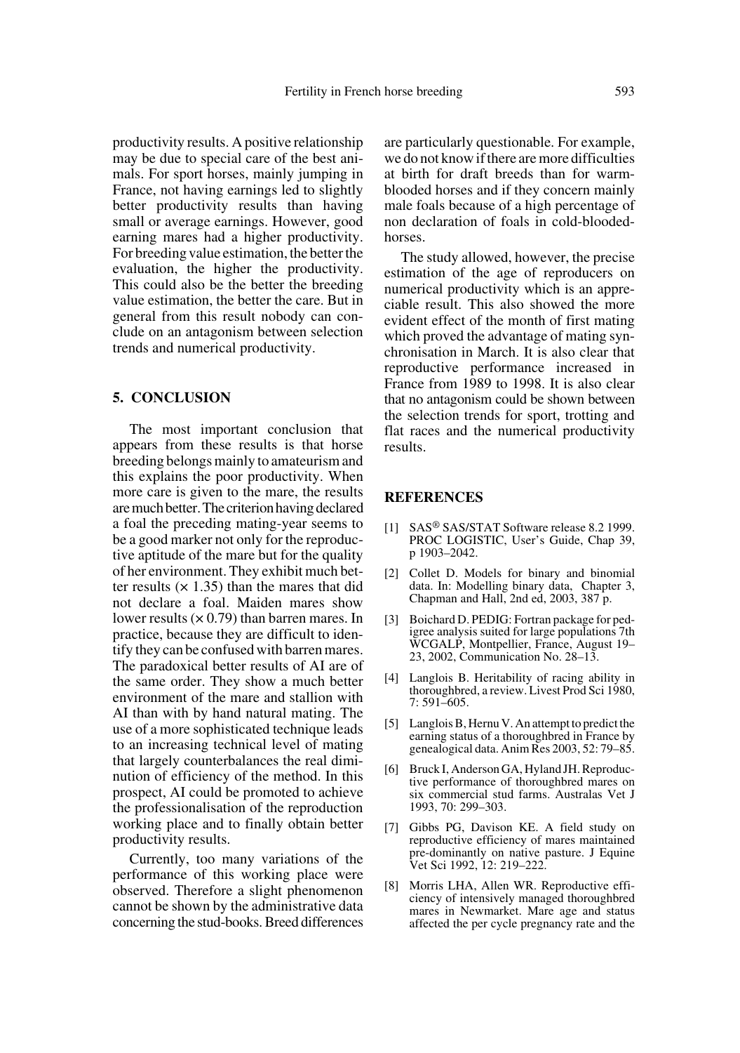productivity results. A positive relationship may be due to special care of the best animals. For sport horses, mainly jumping in France, not having earnings led to slightly better productivity results than having small or average earnings. However, good earning mares had a higher productivity. For breeding value estimation, the better the evaluation, the higher the productivity. This could also be the better the breeding value estimation, the better the care. But in general from this result nobody can conclude on an antagonism between selection trends and numerical productivity.

## 5. CONCLUSION

The most important conclusion that appears from these results is that horse breeding belongs mainly to amateurism and this explains the poor productivity. When more care is given to the mare, the results are much better. The criterion having declared a foal the preceding mating-year seems to be a good marker not only for the reproductive aptitude of the mare but for the quality of her environment. They exhibit much better results ($\times$ 1.35) than the mares that did not declare a foal. Maiden mares show lower results ($\times$ 0.79) than barren mares. In practice, because they are difficult to identify they can be confused with barren mares. The paradoxical better results of AI are of the same order. They show a much better environment of the mare and stallion with AI than with by hand natural mating. The use of a more sophisticated technique leads to an increasing technical level of mating that largely counterbalances the real diminution of efficiency of the method. In this prospect, AI could be promoted to achieve the professionalisation of the reproduction working place and to finally obtain better productivity results.

Currently, too many variations of the performance of this working place were observed. Therefore a slight phenomenon cannot be shown by the administrative data concerning the stud-books. Breed differences are particularly questionable. For example, we do not know if there are more difficulties at birth for draft breeds than for warm-blooded horses and if they concern mainly male foals because of a high percentage of non declaration of foals in cold-blooded-horses.

The study allowed, however, the precise estimation of the age of reproducers on numerical productivity which is an appreciable result. This also showed the more evident effect of the month of first mating which proved the advantage of mating synchronisation in March. It is also clear that reproductive performance increased in France from 1989 to 1998. It is also clear that no antagonism could be shown between the selection trends for sport, trotting and flat races and the numerical productivity results.

## REFERENCES

[1] SAS® SAS/STAT Software release 8.2 1999. PROC LOGISTIC, User's Guide, Chap 39, p 1903–2042.

[2] Collet D. Models for binary and binomial data. In: Modelling binary data, Chapter 3, Chapman and Hall, 2nd ed, 2003, 387 p.

[3] Boichard D. PEDIG: Fortran package for pedigree analysis suited for large populations 7th WCGALP, Montpellier, France, August 19–23, 2002, Communication No. 28–13.

[4] Langlois B. Heritability of racing ability in thoroughbred, a review. Livest Prod Sci 1980, 7: 591–605.

[5] Langlois B, Hernu V. An attempt to predict the earning status of a thoroughbred in France by genealogical data. Anim Res 2003, 52: 79–85.

[6] Bruck I, Anderson GA, Hyland JH. Reproductive performance of thoroughbred mares on six commercial stud farms. Australas Vet J 1993, 70: 299–303.

[7] Gibbs PG, Davison KE. A field study on reproductive efficiency of mares maintained pre-dominantly on native pasture. J Equine Vet Sci 1992, 12: 219–222.

[8] Morris LHA, Allen WR. Reproductive efficiency of intensively managed thoroughbred mares in Newmarket. Mare age and status affected the per cycle pregnancy rate and the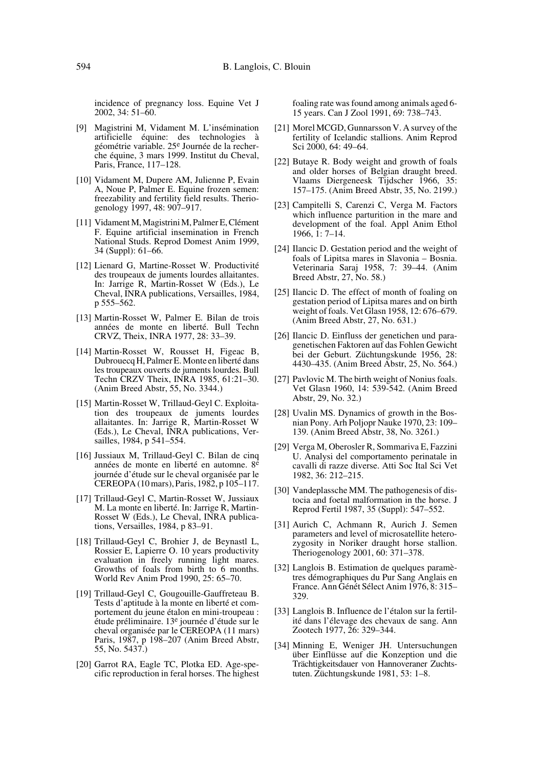incidence of pregnancy loss. Equine Vet J 2002, 34: 51–60.

[9] Magistrini M, Vidament M. L'insémination artificielle équine: des technologies à géométrie variable. 25e Journée de la recherche équine, 3 mars 1999. Institut du Cheval, Paris, France, 117–128.

[10] Vidament M, Dupere AM, Julienne P, Evain A, Noue P, Palmer E. Equine frozen semen: freezability and fertility field results. Theriogenology 1997, 48: 907–917.

[11] Vidament M, Magistrini M, Palmer E, Clément F. Equine artificial insemination in French National Studs. Reprod Domest Anim 1999, 34 (Suppl): 61–66.

[12] Lienard G, Martine-Rosset W. Productivité des troupeaux de juments lourdes allaitantes. In: Jarrige R, Martin-Rosset W (Eds.), Le Cheval, INRA publications, Versailles, 1984, p 555–562.

[13] Martin-Rosset W, Palmer E. Bilan de trois années de monte en liberté. Bull Techn CRVZ, Theix, INRA 1977, 28: 33–39.

[14] Martin-Rosset W, Rousset H, Figeac B, Dubrouecq H, Palmer E. Monte en liberté dans les troupeaux ouverts de juments lourdes. Bull Techn CRZV Theix, INRA 1985, 61:21–30. (Anim Breed Abstr, 55, No. 3344.)

[15] Martin-Rosset W, Trillaud-Geyl C. Exploitation des troupeaux de juments lourdes allaitantes. In: Jarrige R, Martin-Rosset W (Eds.), Le Cheval, INRA publications, Versailles, 1984, p 541–554.

[16] Jussiaux M, Trillaud-Geyl C. Bilan de cinq années de monte en liberté en automne. 8e journée d'étude sur le cheval organisée par le CEREOPA (10 mars), Paris, 1982, p 105–117.

[17] Trillaud-Geyl C, Martin-Rosset W, Jussiaux M. La monte en liberté. In: Jarrige R, Martin-Rosset W (Eds.), Le Cheval, INRA publications, Versailles, 1984, p 83–91.

[18] Trillaud-Geyl C, Brohier J, de Beynastl L, Rossier E, Lapierre O. 10 years productivity evaluation in freely running light mares. Growths of foals from birth to 6 months. World Rev Anim Prod 1990, 25: 65–70.

[19] Trillaud-Geyl C, Gougouille-Gauffreteau B. Tests d'aptitude à la monte en liberté et comportement du jeune étalon en mini-troupeau : étude préliminaire. 13e journée d'étude sur le cheval organisée par le CEREOPA (11 mars) Paris, 1987, p 198–207 (Anim Breed Abstr, 55, No. 5437.)

[20] Garrot RA, Eagle TC, Plotka ED. Age-specific reproduction in feral horses. The highest foaling rate was found among animals aged 6-15 years. Can J Zool 1991, 69: 738–743.

[21] Morel MCGD, Gunnarsson V. A survey of the fertility of Icelandic stallions. Anim Reprod Sci 2000, 64: 49–64.

[22] Butaye R. Body weight and growth of foals and older horses of Belgian draught breed. Vlaams Diergeneesk Tijdscher 1966, 35: 157–175. (Anim Breed Abstr, 35, No. 2199.)

[23] Campitelli S, Carenzi C, Verga M. Factors which influence parturition in the mare and development of the foal. Appl Anim Ethol 1966, 1: 7–14.

[24] Ilancic D. Gestation period and the weight of foals of Lipitsa mares in Slavonia – Bosnia. Veterinaria Saraj 1958, 7: 39–44. (Anim Breed Abstr, 27, No. 58.)

[25] Ilancic D. The effect of month of foaling on gestation period of Lipitsa mares and on birth weight of foals. Vet Glasn 1958, 12: 676–679. (Anim Breed Abstr, 27, No. 631.)

[26] Ilancic D. Einfluss der genetichen und paragenetischen Faktoren auf das Fohlen Gewicht bei der Geburt. Züchtungskunde 1956, 28: 4430–435. (Anim Breed Abstr, 25, No. 564.)

[27] Pavlovic M. The birth weight of Nonius foals. Vet Glasn 1960, 14: 539-542. (Anim Breed Abstr, 29, No. 32.)

[28] Uvalin MS. Dynamics of growth in the Bosnian Pony. Arh Poljopr Nauke 1970, 23: 109–139. (Anim Breed Abstr, 38, No. 3261.)

[29] Verga M, Oberosler R, Sommariva E, Fazzini U. Analysi del comportamento perinatale in cavalli di razze diverse. Atti Soc Ital Sci Vet 1982, 36: 212–215.

[30] Vandeplassche MM. The pathogenesis of distocia and foetal malformation in the horse. J Reprod Fertil 1987, 35 (Suppl): 547–552.

[31] Aurich C, Achmann R, Aurich J. Semen parameters and level of microsatellite heterozygosity in Noriker draught horse stallion. Theriogenology 2001, 60: 371–378.

[32] Langlois B. Estimation de quelques paramètres démographiques du Pur Sang Anglais en France. Ann Génét Sélect Anim 1976, 8: 315–329.

[33] Langlois B. Influence de l'étalon sur la fertilité dans l'élevage des chevaux de sang. Ann Zootech 1977, 26: 329–344.

[34] Minning E, Weniger JH. Untersuchungen über Einflüsse auf die Konzeption und die Trächtigkeitsdauer von Hannoveraner Zuchtstuten. Züchtungskunde 1981, 53: 1–8.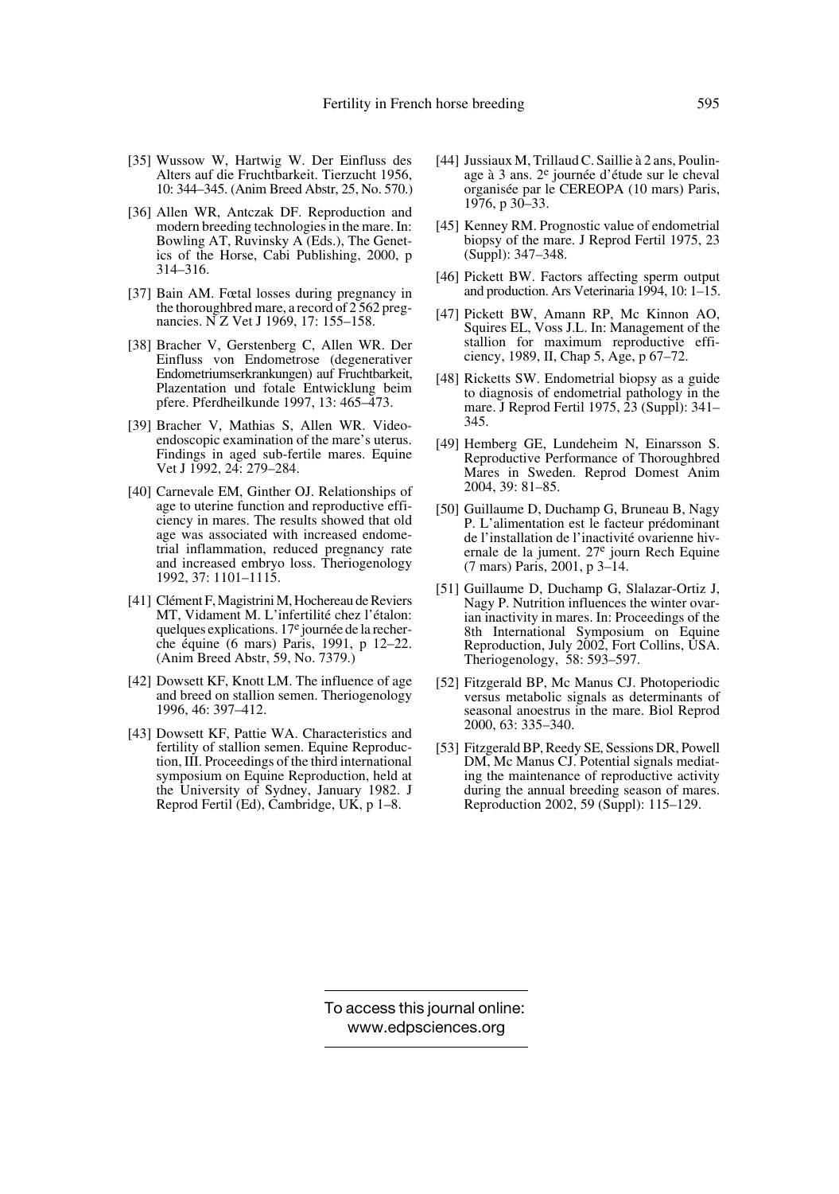[35] Wussow W, Hartwig W. Der Einfluss des Alters auf die Fruchtbarkeit. Tierzucht 1956, 10: 344–345. (Anim Breed Abstr, 25, No. 570.)

[36] Allen WR, Antczak DF. Reproduction and modern breeding technologies in the mare. In: Bowling AT, Ruvinsky A (Eds.), The Genetics of the Horse, Cabi Publishing, 2000, p 314–316.

[37] Bain AM. Fœtal losses during pregnancy in the thoroughbred mare, a record of 2 562 pregnancies. N Z Vet J 1969, 17: 155–158.

[38] Bracher V, Gerstenberg C, Allen WR. Der Einfluss von Endometrose (degenerativer Endometriumserkrankungen) auf Fruchtbarkeit, Plazentation und fotale Entwicklung beim pfere. Pferdheilkunde 1997, 13: 465–473.

[39] Bracher V, Mathias S, Allen WR. Videoendoscopic examination of the mare's uterus. Findings in aged sub-fertile mares. Equine Vet J 1992, 24: 279–284.

[40] Carnevale EM, Ginther OJ. Relationships of age to uterine function and reproductive efficiency in mares. The results showed that old age was associated with increased endometrial inflammation, reduced pregnancy rate and increased embryo loss. Theriogenology 1992, 37: 1101–1115.

[41] Clément F, Magistrini M, Hochereau de Reviers MT, Vidament M. L'infertilité chez l'étalon: quelques explications. 17e journée de la recherche équine (6 mars) Paris, 1991, p 12–22. (Anim Breed Abstr, 59, No. 7379.)

[42] Dowsett KF, Knott LM. The influence of age and breed on stallion semen. Theriogenology 1996, 46: 397–412.

[43] Dowsett KF, Pattie WA. Characteristics and fertility of stallion semen. Equine Reproduction, III. Proceedings of the third international symposium on Equine Reproduction, held at the University of Sydney, January 1982. J Reprod Fertil (Ed), Cambridge, UK, p 1–8.

[44] Jussiaux M, Trillaud C. Saillie à 2 ans, Poulinage à 3 ans. 2e journée d'étude sur le cheval organisée par le CEREOPA (10 mars) Paris, 1976, p 30–33.

[45] Kenney RM. Prognostic value of endometrial biopsy of the mare. J Reprod Fertil 1975, 23 (Suppl): 347–348.

[46] Pickett BW. Factors affecting sperm output and production. Ars Veterinaria 1994, 10: 1–15.

[47] Pickett BW, Amann RP, Mc Kinnon AO, Squires EL, Voss J.L. In: Management of the stallion for maximum reproductive efficiency, 1989, II, Chap 5, Age, p 67–72.

[48] Ricketts SW. Endometrial biopsy as a guide to diagnosis of endometrial pathology in the mare. J Reprod Fertil 1975, 23 (Suppl): 341–345.

[49] Hemberg GE, Lundeheim N, Einarsson S. Reproductive Performance of Thoroughbred Mares in Sweden. Reprod Domest Anim 2004, 39: 81–85.

[50] Guillaume D, Duchamp G, Bruneau B, Nagy P. L'alimentation est le facteur prédominant de l'installation de l'inactivité ovarienne hivernale de la jument. 27e journ Rech Equine (7 mars) Paris, 2001, p 3–14.

[51] Guillaume D, Duchamp G, Slalazar-Ortiz J, Nagy P. Nutrition influences the winter ovarian inactivity in mares. In: Proceedings of the 8th International Symposium on Equine Reproduction, July 2002, Fort Collins, USA. Theriogenology, 58: 593–597.

[52] Fitzgerald BP, Mc Manus CJ. Photoperiodic versus metabolic signals as determinants of seasonal anoestrus in the mare. Biol Reprod 2000, 63: 335–340.

[53] Fitzgerald BP, Reedy SE, Sessions DR, Powell DM, Mc Manus CJ. Potential signals mediating the maintenance of reproductive activity during the annual breeding season of mares. Reproduction 2002, 59 (Suppl): 115–129.

To access this journal online:
www.edpsciences.org